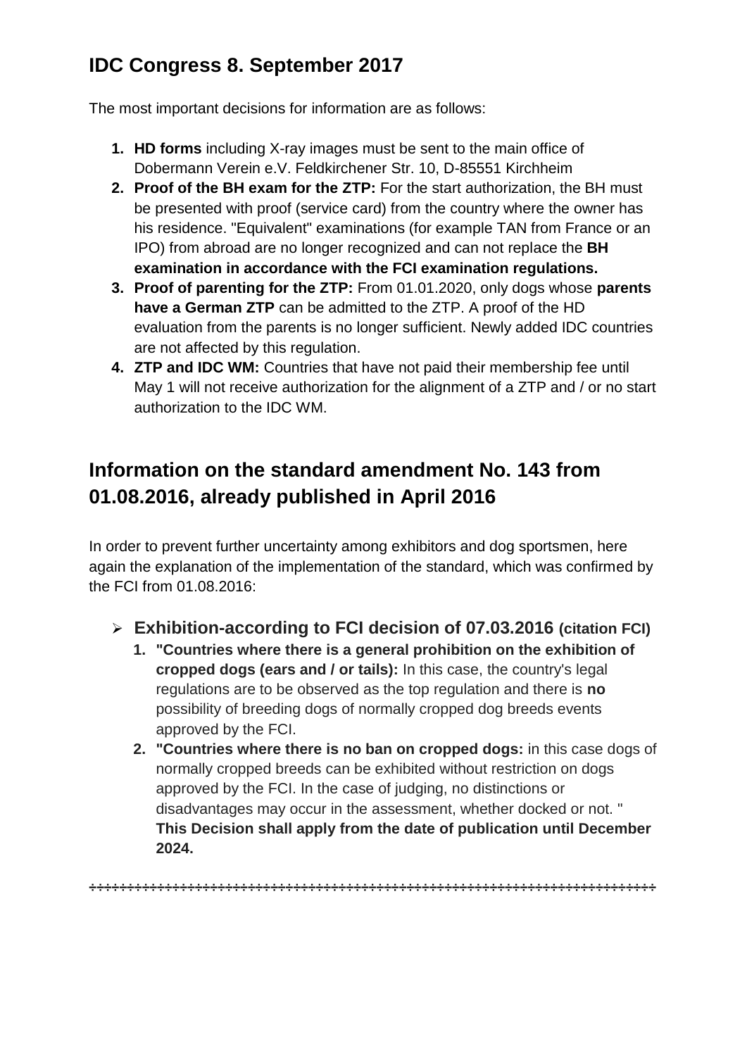## IDC Congress 8. September 2017

The most important decisions for information are as follows:

1. **HD forms** including X-ray images must be sent to the main office of Dobermann Verein e.V. Feldkirchener Str. 10, D-85551 Kirchheim
2. **Proof of the BH exam for the ZTP:** For the start authorization, the BH must be presented with proof (service card) from the country where the owner has his residence. "Equivalent" examinations (for example TAN from France or an IPO) from abroad are no longer recognized and can not replace the **BH examination in accordance with the FCI examination regulations.**
3. **Proof of parenting for the ZTP:** From 01.01.2020, only dogs whose **parents have a German ZTP** can be admitted to the ZTP. A proof of the HD evaluation from the parents is no longer sufficient. Newly added IDC countries are not affected by this regulation.
4. **ZTP and IDC WM:** Countries that have not paid their membership fee until May 1 will not receive authorization for the alignment of a ZTP and / or no start authorization to the IDC WM.

## Information on the standard amendment No. 143 from 01.08.2016, already published in April 2016

In order to prevent further uncertainty among exhibitors and dog sportsmen, here again the explanation of the implementation of the standard, which was confirmed by the FCI from 01.08.2016:

- **Exhibition-according to FCI decision of 07.03.2016 (citation FCI)**
  1. **"Countries where there is a general prohibition on the exhibition of cropped dogs (ears and / or tails):** In this case, the country's legal regulations are to be observed as the top regulation and there is **no** possibility of breeding dogs of normally cropped dog breeds events approved by the FCI.
  2. **"Countries where there is no ban on cropped dogs:** in this case dogs of normally cropped breeds can be exhibited without restriction on dogs approved by the FCI. In the case of judging, no distinctions or disadvantages may occur in the assessment, whether docked or not. " **This Decision shall apply from the date of publication until December 2024.**

++++++++++++++++++++++++++++++++++++++++++++++++++++++++++++++++++++++++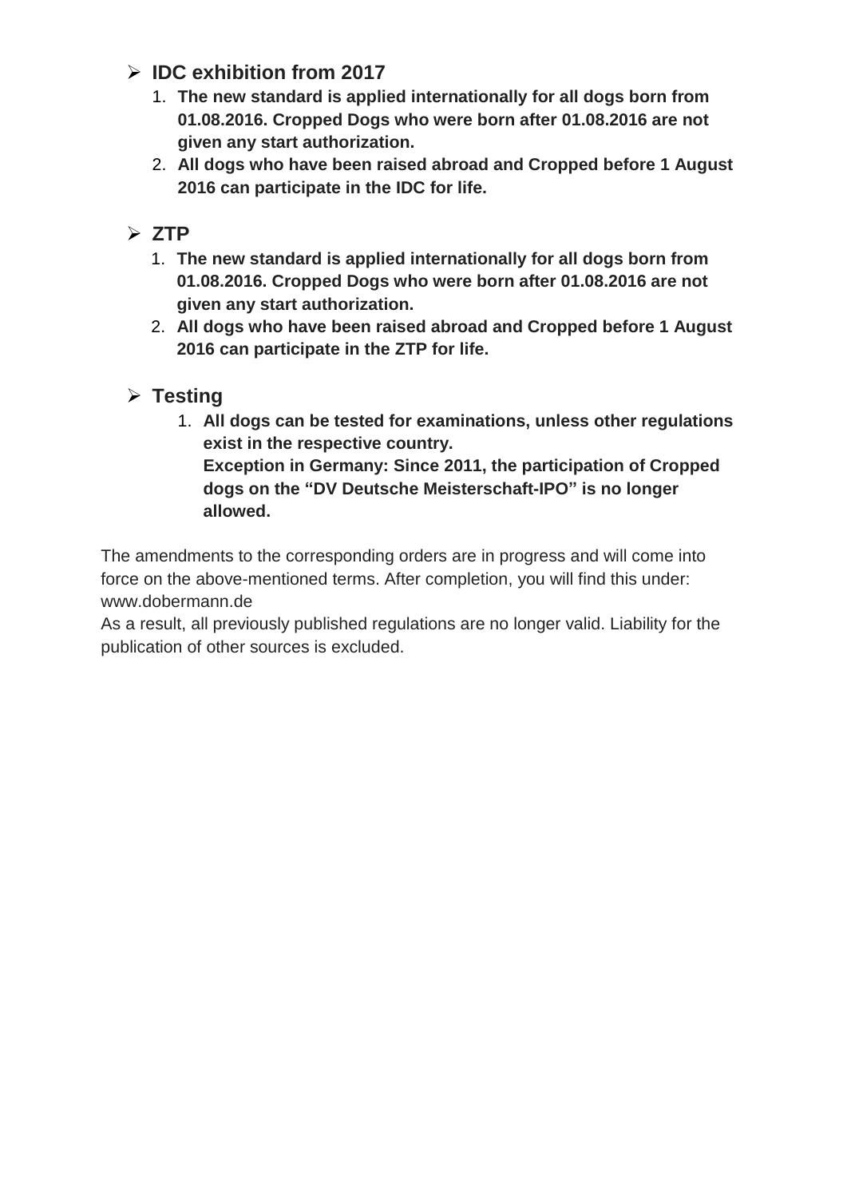- **IDC exhibition from 2017**
  1. **The new standard is applied internationally for all dogs born from 01.08.2016. Cropped Dogs who were born after 01.08.2016 are not given any start authorization.**
  2. **All dogs who have been raised abroad and Cropped before 1 August 2016 can participate in the IDC for life.**

- **ZTP**
  1. **The new standard is applied internationally for all dogs born from 01.08.2016. Cropped Dogs who were born after 01.08.2016 are not given any start authorization.**
  2. **All dogs who have been raised abroad and Cropped before 1 August 2016 can participate in the ZTP for life.**

- **Testing**
  1. **All dogs can be tested for examinations, unless other regulations exist in the respective country.**
     **Exception in Germany: Since 2011, the participation of Cropped dogs on the "DV Deutsche Meisterschaft-IPO" is no longer allowed.**

The amendments to the corresponding orders are in progress and will come into force on the above-mentioned terms. After completion, you will find this under: www.dobermann.de

As a result, all previously published regulations are no longer valid. Liability for the publication of other sources is excluded.